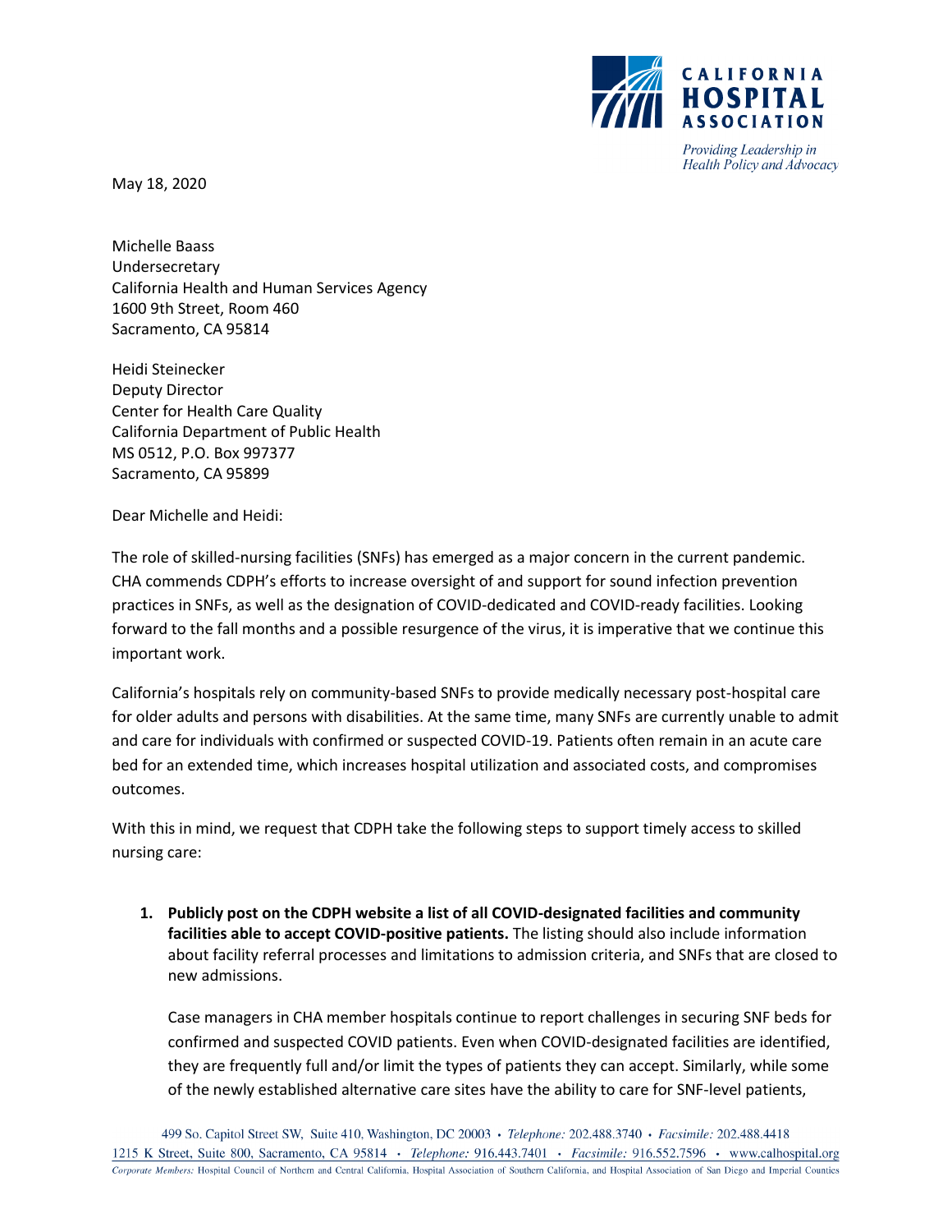CALIFORNIA HOSPITAL ASSOCIATION

*Providing Leadership in Health Policy and Advocacy*

May 18, 2020

Michelle Baass
Undersecretary
California Health and Human Services Agency
1600 9th Street, Room 460
Sacramento, CA 95814

Heidi Steinecker
Deputy Director
Center for Health Care Quality
California Department of Public Health
MS 0512, P.O. Box 997377
Sacramento, CA 95899

Dear Michelle and Heidi:

The role of skilled-nursing facilities (SNFs) has emerged as a major concern in the current pandemic. CHA commends CDPH's efforts to increase oversight of and support for sound infection prevention practices in SNFs, as well as the designation of COVID-dedicated and COVID-ready facilities. Looking forward to the fall months and a possible resurgence of the virus, it is imperative that we continue this important work.

California's hospitals rely on community-based SNFs to provide medically necessary post-hospital care for older adults and persons with disabilities. At the same time, many SNFs are currently unable to admit and care for individuals with confirmed or suspected COVID-19. Patients often remain in an acute care bed for an extended time, which increases hospital utilization and associated costs, and compromises outcomes.

With this in mind, we request that CDPH take the following steps to support timely access to skilled nursing care:

1. **Publicly post on the CDPH website a list of all COVID-designated facilities and community facilities able to accept COVID-positive patients.** The listing should also include information about facility referral processes and limitations to admission criteria, and SNFs that are closed to new admissions.

   Case managers in CHA member hospitals continue to report challenges in securing SNF beds for confirmed and suspected COVID patients. Even when COVID-designated facilities are identified, they are frequently full and/or limit the types of patients they can accept. Similarly, while some of the newly established alternative care sites have the ability to care for SNF-level patients,

499 So. Capitol Street SW, Suite 410, Washington, DC 20003 • *Telephone:* 202.488.3740 • *Facsimile:* 202.488.4418
1215 K Street, Suite 800, Sacramento, CA 95814 • *Telephone:* 916.443.7401 • *Facsimile:* 916.552.7596 • www.calhospital.org
*Corporate Members:* Hospital Council of Northern and Central California, Hospital Association of Southern California, and Hospital Association of San Diego and Imperial Counties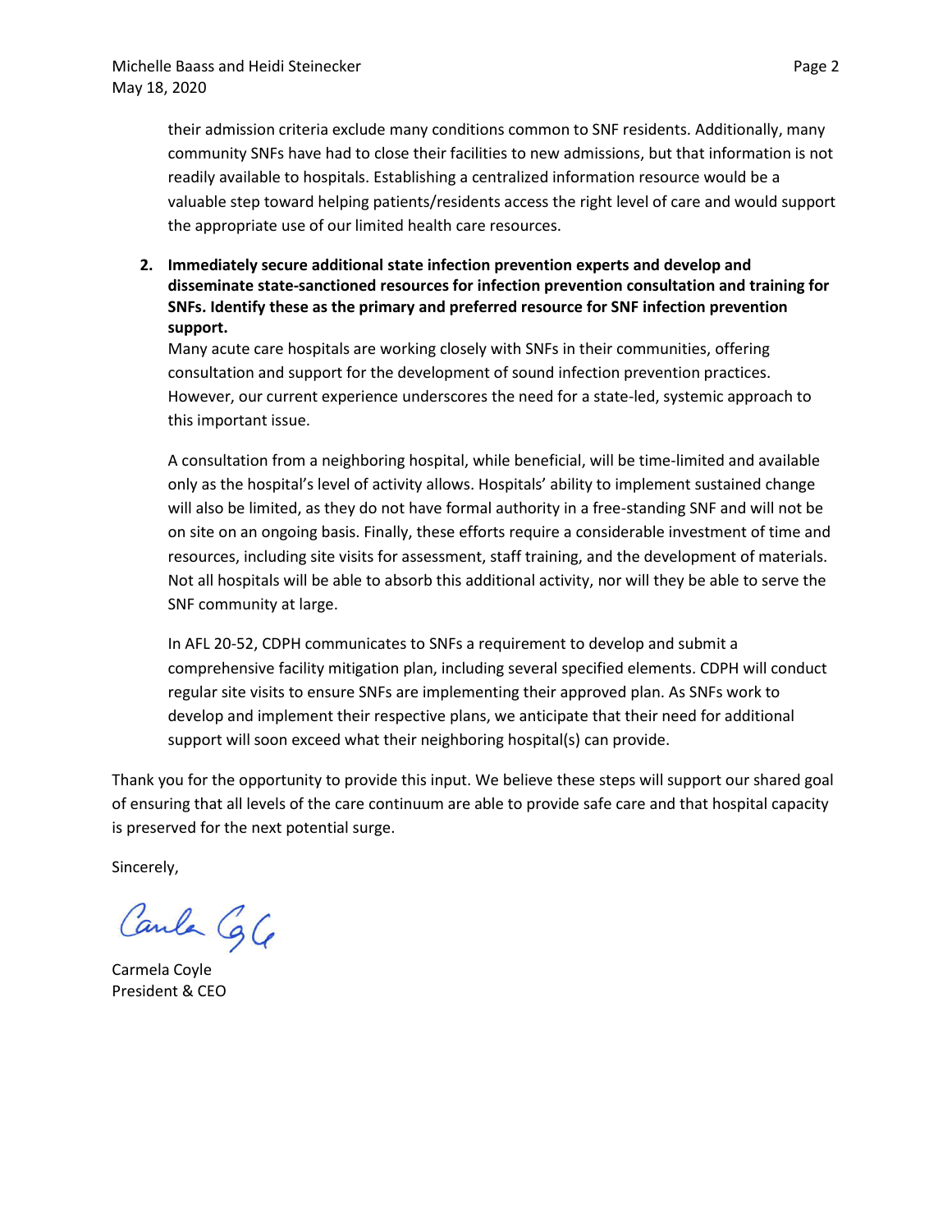their admission criteria exclude many conditions common to SNF residents. Additionally, many community SNFs have had to close their facilities to new admissions, but that information is not readily available to hospitals. Establishing a centralized information resource would be a valuable step toward helping patients/residents access the right level of care and would support the appropriate use of our limited health care resources.

2. **Immediately secure additional state infection prevention experts and develop and disseminate state-sanctioned resources for infection prevention consultation and training for SNFs. Identify these as the primary and preferred resource for SNF infection prevention support.**

   Many acute care hospitals are working closely with SNFs in their communities, offering consultation and support for the development of sound infection prevention practices. However, our current experience underscores the need for a state-led, systemic approach to this important issue.

   A consultation from a neighboring hospital, while beneficial, will be time-limited and available only as the hospital's level of activity allows. Hospitals' ability to implement sustained change will also be limited, as they do not have formal authority in a free-standing SNF and will not be on site on an ongoing basis. Finally, these efforts require a considerable investment of time and resources, including site visits for assessment, staff training, and the development of materials. Not all hospitals will be able to absorb this additional activity, nor will they be able to serve the SNF community at large.

   In AFL 20-52, CDPH communicates to SNFs a requirement to develop and submit a comprehensive facility mitigation plan, including several specified elements. CDPH will conduct regular site visits to ensure SNFs are implementing their approved plan. As SNFs work to develop and implement their respective plans, we anticipate that their need for additional support will soon exceed what their neighboring hospital(s) can provide.

Thank you for the opportunity to provide this input. We believe these steps will support our shared goal of ensuring that all levels of the care continuum are able to provide safe care and that hospital capacity is preserved for the next potential surge.

Sincerely,

Carmela Coyle
President & CEO